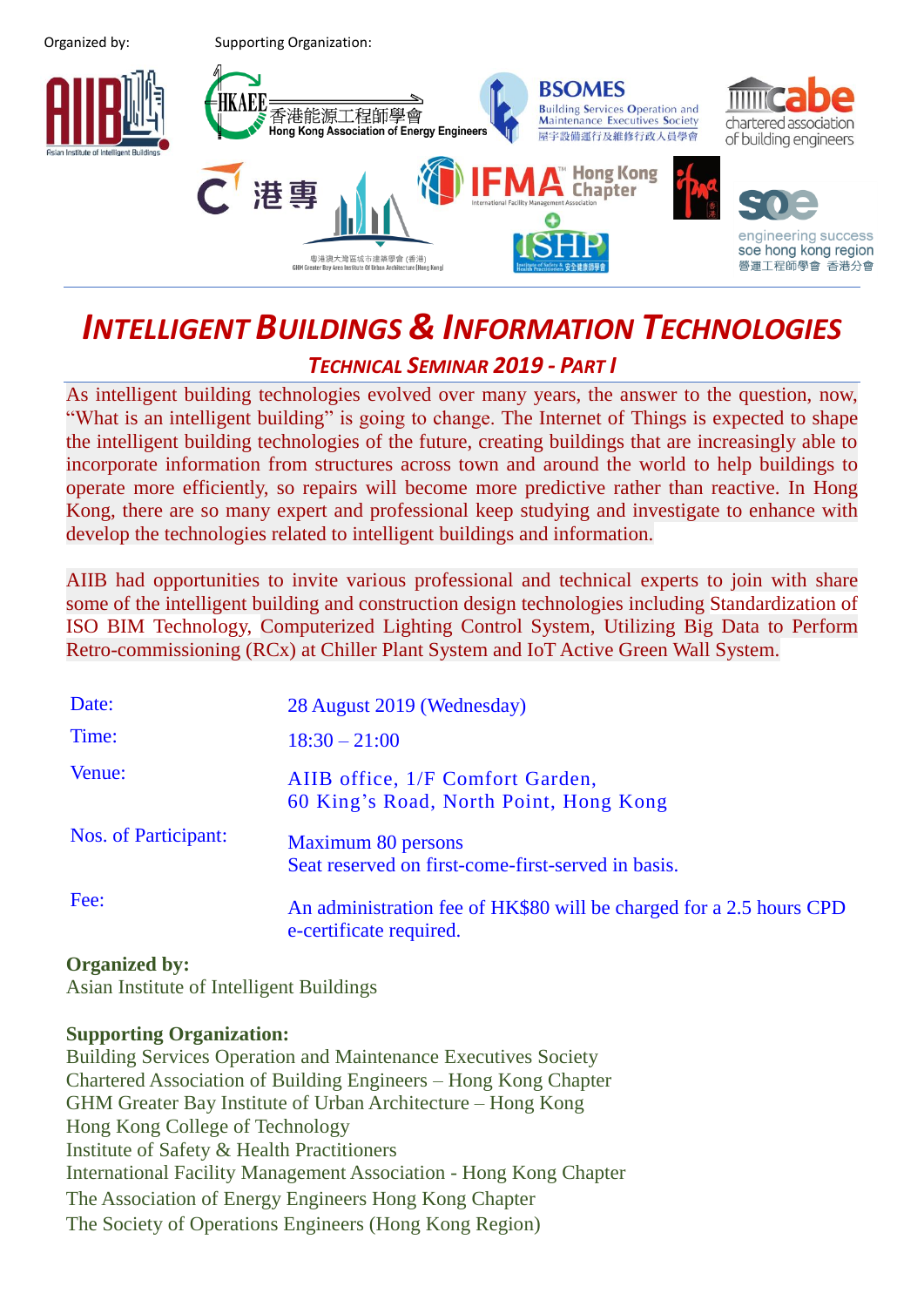Organized by: Supporting Organization:

# INTELLIGENT BUILDINGS & INFORMATION TECHNOLOGIES

## TECHNICAL SEMINAR 2019 - PART I

As intelligent building technologies evolved over many years, the answer to the question, now, "What is an intelligent building" is going to change. The Internet of Things is expected to shape the intelligent building technologies of the future, creating buildings that are increasingly able to incorporate information from structures across town and around the world to help buildings to operate more efficiently, so repairs will become more predictive rather than reactive. In Hong Kong, there are so many expert and professional keep studying and investigate to enhance with develop the technologies related to intelligent buildings and information.

AIIB had opportunities to invite various professional and technical experts to join with share some of the intelligent building and construction design technologies including Standardization of ISO BIM Technology, Computerized Lighting Control System, Utilizing Big Data to Perform Retro-commissioning (RCx) at Chiller Plant System and IoT Active Green Wall System.

| | |
|---|---|
| Date: | 28 August 2019 (Wednesday) |
| Time: | 18:30 – 21:00 |
| Venue: | AIIB office, 1/F Comfort Garden,<br>60 King's Road, North Point, Hong Kong |
| Nos. of Participant: | Maximum 80 persons<br>Seat reserved on first-come-first-served in basis. |
| Fee: | An administration fee of HK$80 will be charged for a 2.5 hours CPD e-certificate required. |

**Organized by:**
Asian Institute of Intelligent Buildings

**Supporting Organization:**
Building Services Operation and Maintenance Executives Society
Chartered Association of Building Engineers – Hong Kong Chapter
GHM Greater Bay Institute of Urban Architecture – Hong Kong
Hong Kong College of Technology
Institute of Safety & Health Practitioners
International Facility Management Association - Hong Kong Chapter
The Association of Energy Engineers Hong Kong Chapter
The Society of Operations Engineers (Hong Kong Region)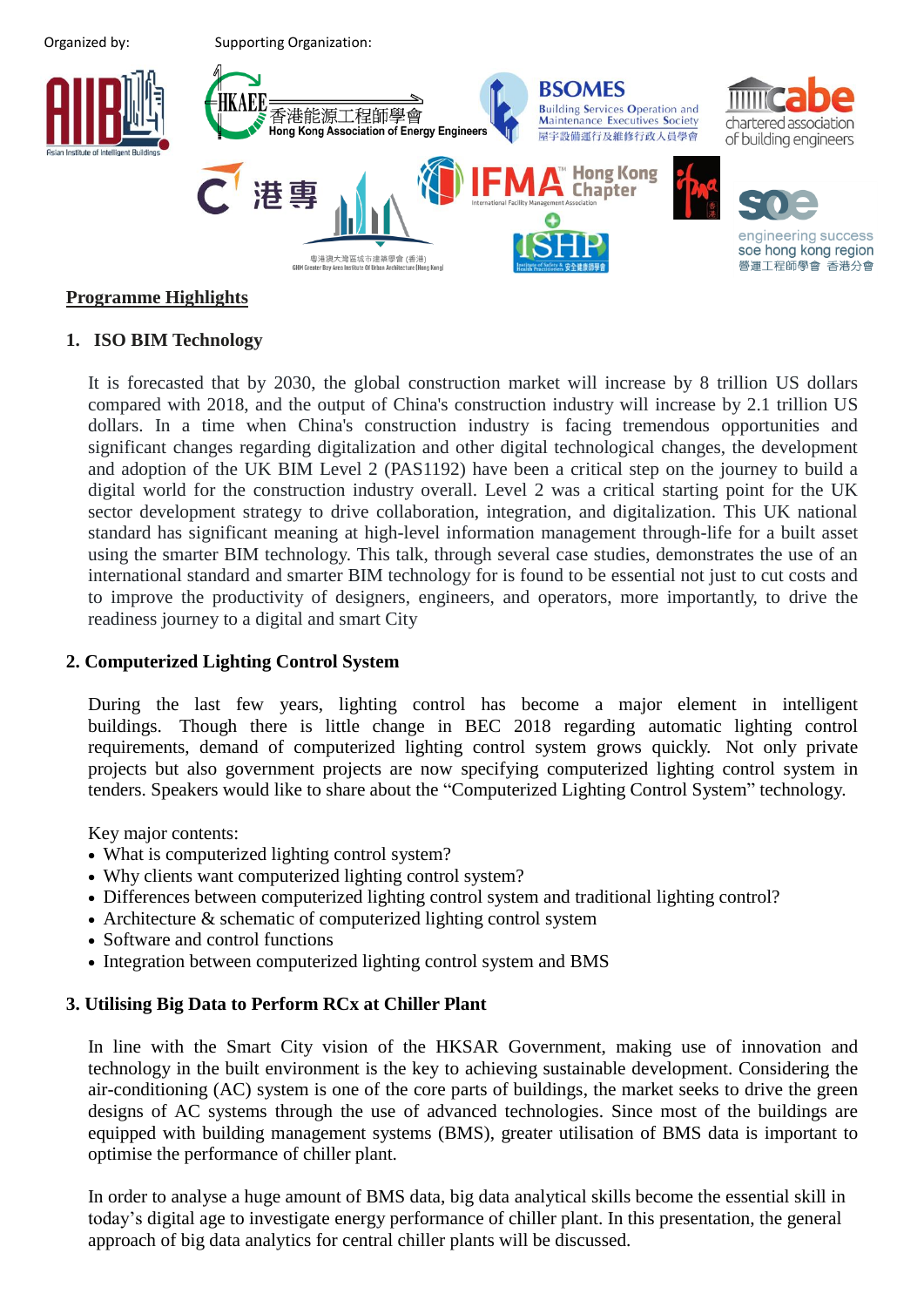Organized by: Supporting Organization:

**Programme Highlights**

## 1. ISO BIM Technology

It is forecasted that by 2030, the global construction market will increase by 8 trillion US dollars compared with 2018, and the output of China's construction industry will increase by 2.1 trillion US dollars. In a time when China's construction industry is facing tremendous opportunities and significant changes regarding digitalization and other digital technological changes, the development and adoption of the UK BIM Level 2 (PAS1192) have been a critical step on the journey to build a digital world for the construction industry overall. Level 2 was a critical starting point for the UK sector development strategy to drive collaboration, integration, and digitalization. This UK national standard has significant meaning at high-level information management through-life for a built asset using the smarter BIM technology. This talk, through several case studies, demonstrates the use of an international standard and smarter BIM technology for is found to be essential not just to cut costs and to improve the productivity of designers, engineers, and operators, more importantly, to drive the readiness journey to a digital and smart City

## 2. Computerized Lighting Control System

During the last few years, lighting control has become a major element in intelligent buildings. Though there is little change in BEC 2018 regarding automatic lighting control requirements, demand of computerized lighting control system grows quickly. Not only private projects but also government projects are now specifying computerized lighting control system in tenders. Speakers would like to share about the "Computerized Lighting Control System" technology.

Key major contents:

- What is computerized lighting control system?
- Why clients want computerized lighting control system?
- Differences between computerized lighting control system and traditional lighting control?
- Architecture & schematic of computerized lighting control system
- Software and control functions
- Integration between computerized lighting control system and BMS

## 3. Utilising Big Data to Perform RCx at Chiller Plant

In line with the Smart City vision of the HKSAR Government, making use of innovation and technology in the built environment is the key to achieving sustainable development. Considering the air-conditioning (AC) system is one of the core parts of buildings, the market seeks to drive the green designs of AC systems through the use of advanced technologies. Since most of the buildings are equipped with building management systems (BMS), greater utilisation of BMS data is important to optimise the performance of chiller plant.

In order to analyse a huge amount of BMS data, big data analytical skills become the essential skill in today's digital age to investigate energy performance of chiller plant. In this presentation, the general approach of big data analytics for central chiller plants will be discussed.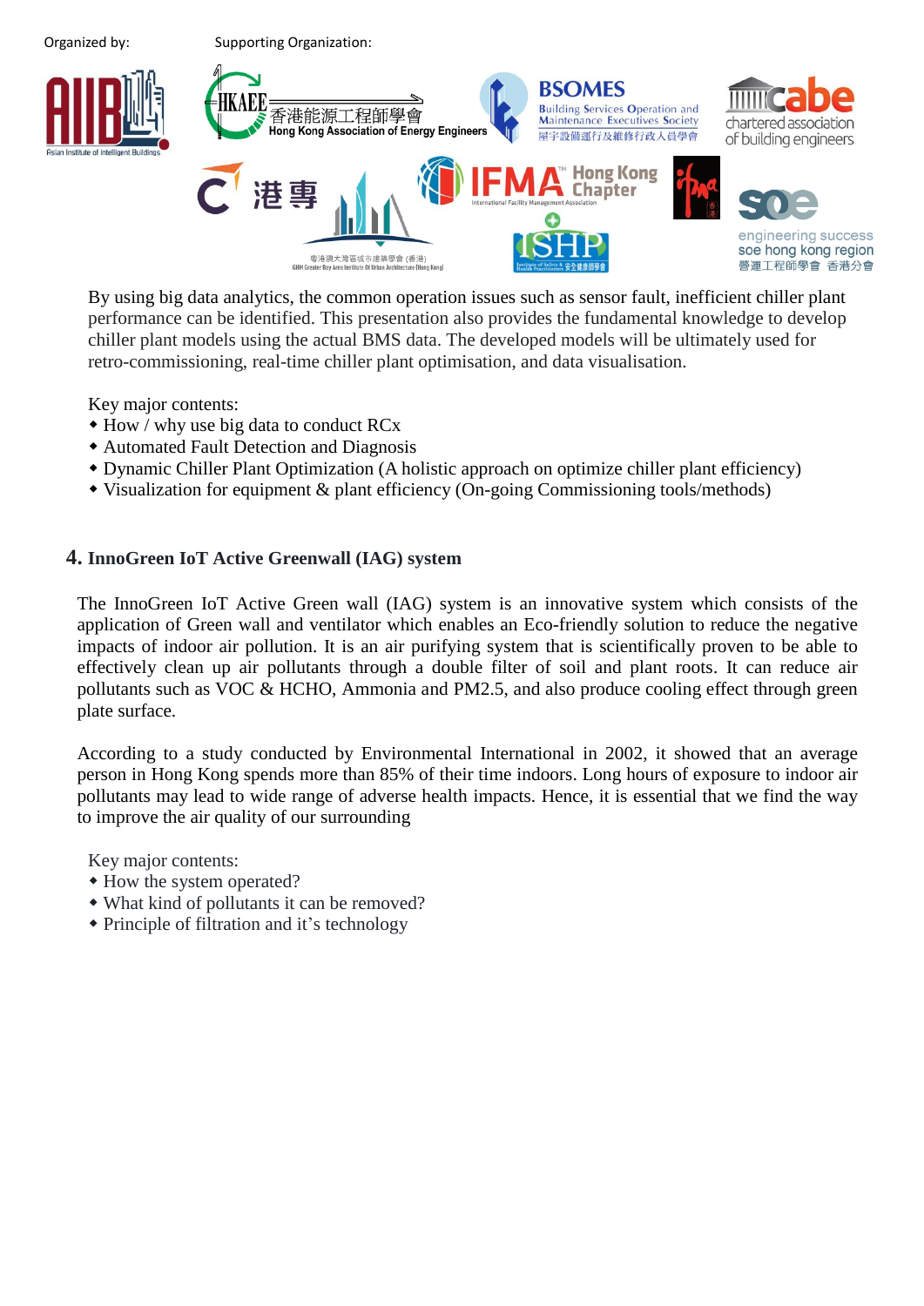Organized by: Supporting Organization:

By using big data analytics, the common operation issues such as sensor fault, inefficient chiller plant performance can be identified. This presentation also provides the fundamental knowledge to develop chiller plant models using the actual BMS data. The developed models will be ultimately used for retro-commissioning, real-time chiller plant optimisation, and data visualisation.

Key major contents:

- How / why use big data to conduct RCx
- Automated Fault Detection and Diagnosis
- Dynamic Chiller Plant Optimization (A holistic approach on optimize chiller plant efficiency)
- Visualization for equipment & plant efficiency (On-going Commissioning tools/methods)

## 4. InnoGreen IoT Active Greenwall (IAG) system

The InnoGreen IoT Active Green wall (IAG) system is an innovative system which consists of the application of Green wall and ventilator which enables an Eco-friendly solution to reduce the negative impacts of indoor air pollution. It is an air purifying system that is scientifically proven to be able to effectively clean up air pollutants through a double filter of soil and plant roots. It can reduce air pollutants such as VOC & HCHO, Ammonia and PM2.5, and also produce cooling effect through green plate surface.

According to a study conducted by Environmental International in 2002, it showed that an average person in Hong Kong spends more than 85% of their time indoors. Long hours of exposure to indoor air pollutants may lead to wide range of adverse health impacts. Hence, it is essential that we find the way to improve the air quality of our surrounding

Key major contents:

- How the system operated?
- What kind of pollutants it can be removed?
- Principle of filtration and it's technology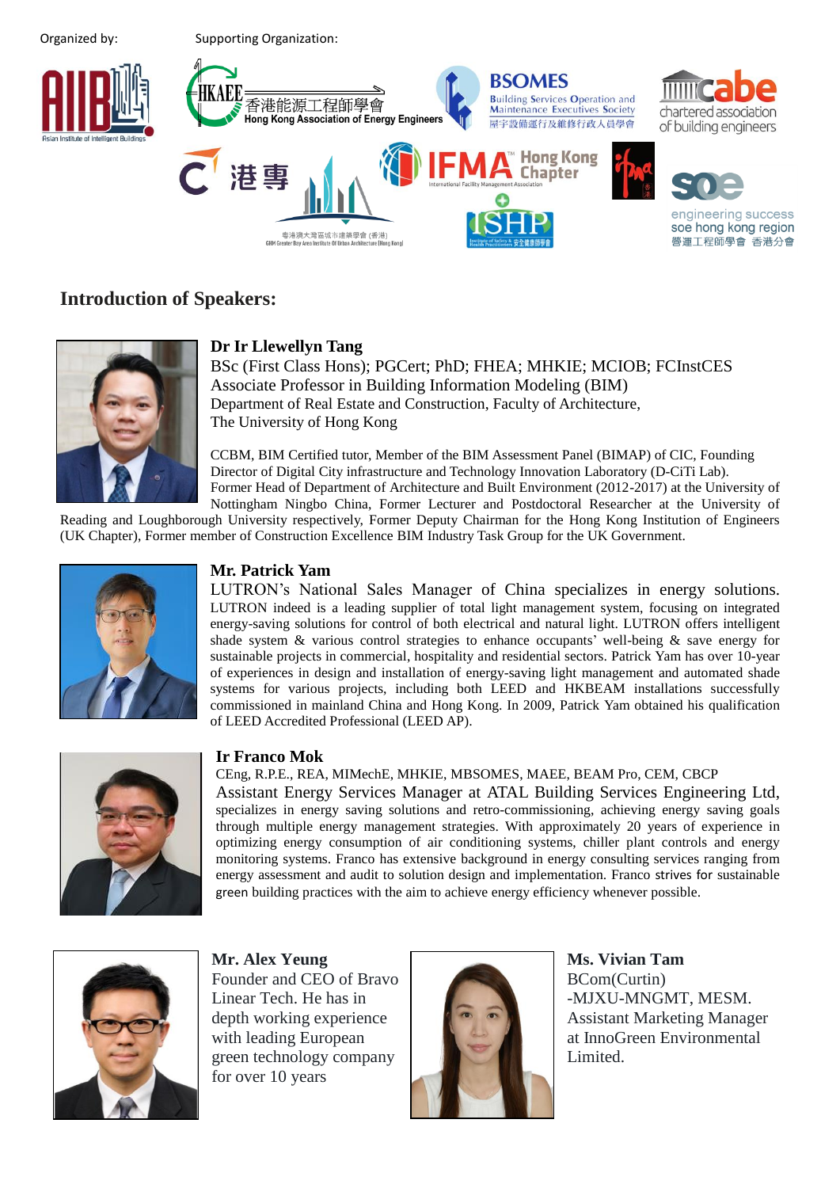Organized by: Supporting Organization:

## Introduction of Speakers:

**Dr Ir Llewellyn Tang**
BSc (First Class Hons); PGCert; PhD; FHEA; MHKIE; MCIOB; FCInstCES
Associate Professor in Building Information Modeling (BIM)
Department of Real Estate and Construction, Faculty of Architecture,
The University of Hong Kong

CCBM, BIM Certified tutor, Member of the BIM Assessment Panel (BIMAP) of CIC, Founding Director of Digital City infrastructure and Technology Innovation Laboratory (D-CiTi Lab). Former Head of Department of Architecture and Built Environment (2012-2017) at the University of Nottingham Ningbo China, Former Lecturer and Postdoctoral Researcher at the University of Reading and Loughborough University respectively, Former Deputy Chairman for the Hong Kong Institution of Engineers (UK Chapter), Former member of Construction Excellence BIM Industry Task Group for the UK Government.

**Mr. Patrick Yam**
LUTRON's National Sales Manager of China specializes in energy solutions. LUTRON indeed is a leading supplier of total light management system, focusing on integrated energy-saving solutions for control of both electrical and natural light. LUTRON offers intelligent shade system & various control strategies to enhance occupants' well-being & save energy for sustainable projects in commercial, hospitality and residential sectors. Patrick Yam has over 10-year of experiences in design and installation of energy-saving light management and automated shade systems for various projects, including both LEED and HKBEAM installations successfully commissioned in mainland China and Hong Kong. In 2009, Patrick Yam obtained his qualification of LEED Accredited Professional (LEED AP).

**Ir Franco Mok**
CEng, R.P.E., REA, MIMechE, MHKIE, MBSOMES, MAEE, BEAM Pro, CEM, CBCP
Assistant Energy Services Manager at ATAL Building Services Engineering Ltd, specializes in energy saving solutions and retro-commissioning, achieving energy saving goals through multiple energy management strategies. With approximately 20 years of experience in optimizing energy consumption of air conditioning systems, chiller plant controls and energy monitoring systems. Franco has extensive background in energy consulting services ranging from energy assessment and audit to solution design and implementation. Franco strives for sustainable green building practices with the aim to achieve energy efficiency whenever possible.

**Mr. Alex Yeung**
Founder and CEO of Bravo Linear Tech. He has in depth working experience with leading European green technology company for over 10 years

**Ms. Vivian Tam**
BCom(Curtin)
-MJXU-MNGMT, MESM.
Assistant Marketing Manager at InnoGreen Environmental Limited.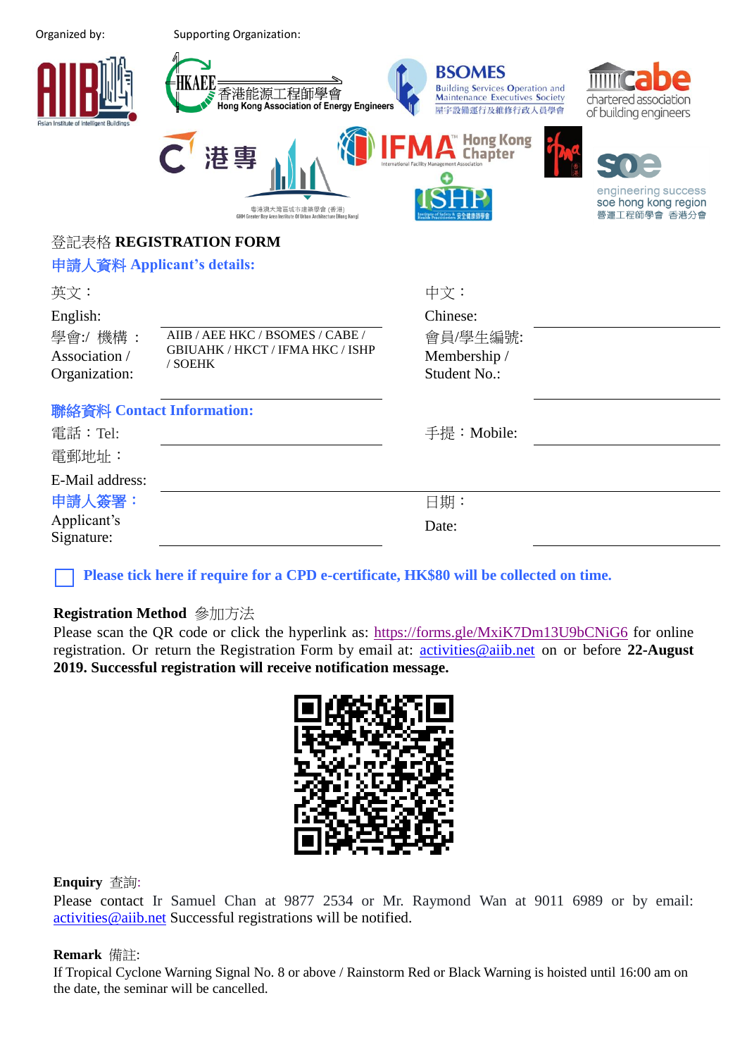Organized by: Supporting Organization:

登記表格 **REGISTRATION FORM**

**申請人資料 Applicant's details:**

| | | | |
|---|---|---|---|
| 英文：English: | | 中文：Chinese: | |
| 學會:/ 機構：Association / Organization: | AIIB / AEE HKC / BSOMES / CABE / GBIUAHK / HKCT / IFMA HKC / ISHP / SOEHK | 會員/學生編號: Membership / Student No.: | |

**聯絡資料 Contact Information:**

| | | | |
|---|---|---|---|
| 電話：Tel: | | 手提：Mobile: | |
| 電郵地址：E-Mail address: | | | |
| 申請人簽署：Applicant's Signature: | | 日期：Date: | |

☐ **Please tick here if require for a CPD e-certificate, HK$80 will be collected on time.**

**Registration Method** 參加方法
Please scan the QR code or click the hyperlink as: https://forms.gle/MxiK7Dm13U9bCNiG6 for online registration. Or return the Registration Form by email at: activities@aiib.net on or before **22-August 2019. Successful registration will receive notification message.**

**Enquiry** 查詢:
Please contact Ir Samuel Chan at 9877 2534 or Mr. Raymond Wan at 9011 6989 or by email: activities@aiib.net Successful registrations will be notified.

**Remark** 備註:
If Tropical Cyclone Warning Signal No. 8 or above / Rainstorm Red or Black Warning is hoisted until 16:00 am on the date, the seminar will be cancelled.